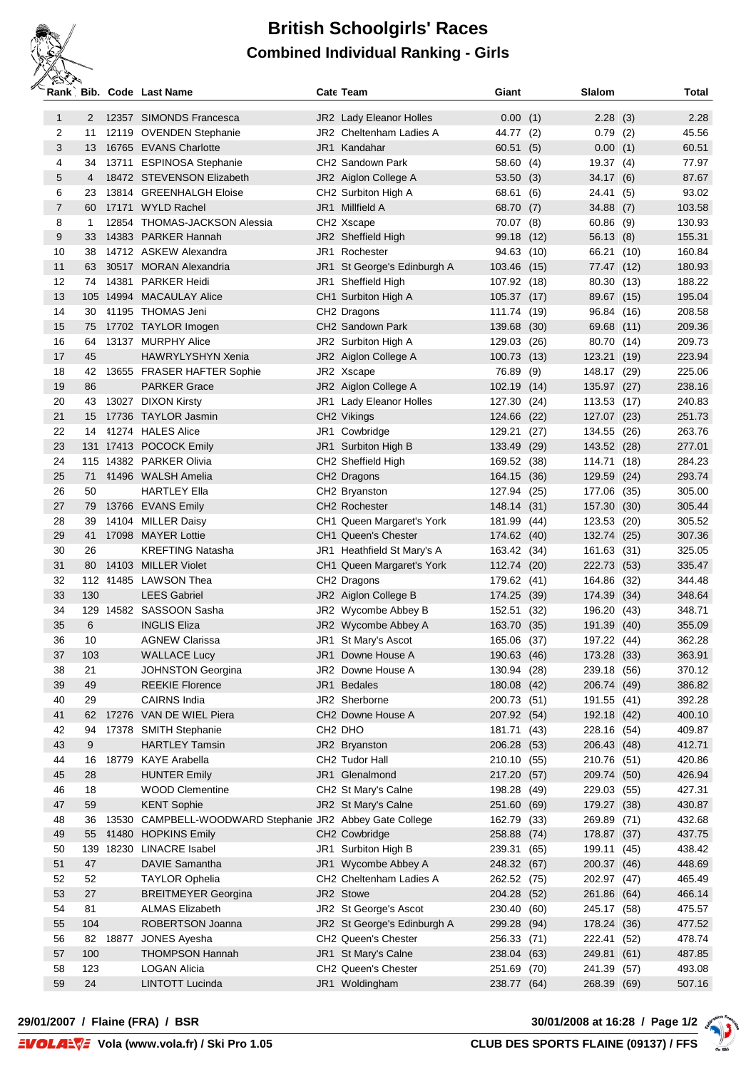# British Schoolgirls' Races

## Combined Individual Ranking - Girls

| Rank | Bib. | Code | Last Name | Cate | Team | Giant | | Slalom | | Total |
|---|---|---|---|---|---|---|---|---|---|---|
| 1 | 2 | 12357 | SIMONDS Francesca | JR2 | Lady Eleanor Holles | 0.00 | (1) | 2.28 | (3) | 2.28 |
| 2 | 11 | 12119 | OVENDEN Stephanie | JR2 | Cheltenham Ladies A | 44.77 | (2) | 0.79 | (2) | 45.56 |
| 3 | 13 | 16765 | EVANS Charlotte | JR1 | Kandahar | 60.51 | (5) | 0.00 | (1) | 60.51 |
| 4 | 34 | 13711 | ESPINOSA Stephanie | CH2 | Sandown Park | 58.60 | (4) | 19.37 | (4) | 77.97 |
| 5 | 4 | 18472 | STEVENSON Elizabeth | JR2 | Aiglon College A | 53.50 | (3) | 34.17 | (6) | 87.67 |
| 6 | 23 | 13814 | GREENHALGH Eloise | CH2 | Surbiton High A | 68.61 | (6) | 24.41 | (5) | 93.02 |
| 7 | 60 | 17171 | WYLD Rachel | JR1 | Millfield A | 68.70 | (7) | 34.88 | (7) | 103.58 |
| 8 | 1 | 12854 | THOMAS-JACKSON Alessia | CH2 | Xscape | 70.07 | (8) | 60.86 | (9) | 130.93 |
| 9 | 33 | 14383 | PARKER Hannah | JR2 | Sheffield High | 99.18 | (12) | 56.13 | (8) | 155.31 |
| 10 | 38 | 14712 | ASKEW Alexandra | JR1 | Rochester | 94.63 | (10) | 66.21 | (10) | 160.84 |
| 11 | 63 | 30517 | MORAN Alexandria | JR1 | St George's Edinburgh A | 103.46 | (15) | 77.47 | (12) | 180.93 |
| 12 | 74 | 14381 | PARKER Heidi | JR1 | Sheffield High | 107.92 | (18) | 80.30 | (13) | 188.22 |
| 13 | 105 | 14994 | MACAULAY Alice | CH1 | Surbiton High A | 105.37 | (17) | 89.67 | (15) | 195.04 |
| 14 | 30 | 41195 | THOMAS Jeni | CH2 | Dragons | 111.74 | (19) | 96.84 | (16) | 208.58 |
| 15 | 75 | 17702 | TAYLOR Imogen | CH2 | Sandown Park | 139.68 | (30) | 69.68 | (11) | 209.36 |
| 16 | 64 | 13137 | MURPHY Alice | JR2 | Surbiton High A | 129.03 | (26) | 80.70 | (14) | 209.73 |
| 17 | 45 | | HAWRYLYSHYN Xenia | JR2 | Aiglon College A | 100.73 | (13) | 123.21 | (19) | 223.94 |
| 18 | 42 | 13655 | FRASER HAFTER Sophie | JR2 | Xscape | 76.89 | (9) | 148.17 | (29) | 225.06 |
| 19 | 86 | | PARKER Grace | JR2 | Aiglon College A | 102.19 | (14) | 135.97 | (27) | 238.16 |
| 20 | 43 | 13027 | DIXON Kirsty | JR1 | Lady Eleanor Holles | 127.30 | (24) | 113.53 | (17) | 240.83 |
| 21 | 15 | 17736 | TAYLOR Jasmin | CH2 | Vikings | 124.66 | (22) | 127.07 | (23) | 251.73 |
| 22 | 14 | 41274 | HALES Alice | JR1 | Cowbridge | 129.21 | (27) | 134.55 | (26) | 263.76 |
| 23 | 131 | 17413 | POCOCK Emily | JR1 | Surbiton High B | 133.49 | (29) | 143.52 | (28) | 277.01 |
| 24 | 115 | 14382 | PARKER Olivia | CH2 | Sheffield High | 169.52 | (38) | 114.71 | (18) | 284.23 |
| 25 | 71 | 41496 | WALSH Amelia | CH2 | Dragons | 164.15 | (36) | 129.59 | (24) | 293.74 |
| 26 | 50 | | HARTLEY Ella | CH2 | Bryanston | 127.94 | (25) | 177.06 | (35) | 305.00 |
| 27 | 79 | 13766 | EVANS Emily | CH2 | Rochester | 148.14 | (31) | 157.30 | (30) | 305.44 |
| 28 | 39 | 14104 | MILLER Daisy | CH1 | Queen Margaret's York | 181.99 | (44) | 123.53 | (20) | 305.52 |
| 29 | 41 | 17098 | MAYER Lottie | CH1 | Queen's Chester | 174.62 | (40) | 132.74 | (25) | 307.36 |
| 30 | 26 | | KREFTING Natasha | JR1 | Heathfield St Mary's A | 163.42 | (34) | 161.63 | (31) | 325.05 |
| 31 | 80 | 14103 | MILLER Violet | CH1 | Queen Margaret's York | 112.74 | (20) | 222.73 | (53) | 335.47 |
| 32 | 112 | 41485 | LAWSON Thea | CH2 | Dragons | 179.62 | (41) | 164.86 | (32) | 344.48 |
| 33 | 130 | | LEES Gabriel | JR2 | Aiglon College B | 174.25 | (39) | 174.39 | (34) | 348.64 |
| 34 | 129 | 14582 | SASSOON Sasha | JR2 | Wycombe Abbey B | 152.51 | (32) | 196.20 | (43) | 348.71 |
| 35 | 6 | | INGLIS Eliza | JR2 | Wycombe Abbey A | 163.70 | (35) | 191.39 | (40) | 355.09 |
| 36 | 10 | | AGNEW Clarissa | JR1 | St Mary's Ascot | 165.06 | (37) | 197.22 | (44) | 362.28 |
| 37 | 103 | | WALLACE Lucy | JR1 | Downe House A | 190.63 | (46) | 173.28 | (33) | 363.91 |
| 38 | 21 | | JOHNSTON Georgina | JR2 | Downe House A | 130.94 | (28) | 239.18 | (56) | 370.12 |
| 39 | 49 | | REEKIE Florence | JR1 | Bedales | 180.08 | (42) | 206.74 | (49) | 386.82 |
| 40 | 29 | | CAIRNS India | JR2 | Sherborne | 200.73 | (51) | 191.55 | (41) | 392.28 |
| 41 | 62 | 17276 | VAN DE WIEL Piera | CH2 | Downe House A | 207.92 | (54) | 192.18 | (42) | 400.10 |
| 42 | 94 | 17378 | SMITH Stephanie | CH2 | DHO | 181.71 | (43) | 228.16 | (54) | 409.87 |
| 43 | 9 | | HARTLEY Tamsin | JR2 | Bryanston | 206.28 | (53) | 206.43 | (48) | 412.71 |
| 44 | 16 | 18779 | KAYE Arabella | CH2 | Tudor Hall | 210.10 | (55) | 210.76 | (51) | 420.86 |
| 45 | 28 | | HUNTER Emily | JR1 | Glenalmond | 217.20 | (57) | 209.74 | (50) | 426.94 |
| 46 | 18 | | WOOD Clementine | CH2 | St Mary's Calne | 198.28 | (49) | 229.03 | (55) | 427.31 |
| 47 | 59 | | KENT Sophie | JR2 | St Mary's Calne | 251.60 | (69) | 179.27 | (38) | 430.87 |
| 48 | 36 | 13530 | CAMPBELL-WOODWARD Stephanie | JR2 | Abbey Gate College | 162.79 | (33) | 269.89 | (71) | 432.68 |
| 49 | 55 | 41480 | HOPKINS Emily | CH2 | Cowbridge | 258.88 | (74) | 178.87 | (37) | 437.75 |
| 50 | 139 | 18230 | LINACRE Isabel | JR1 | Surbiton High B | 239.31 | (65) | 199.11 | (45) | 438.42 |
| 51 | 47 | | DAVIE Samantha | JR1 | Wycombe Abbey A | 248.32 | (67) | 200.37 | (46) | 448.69 |
| 52 | 52 | | TAYLOR Ophelia | CH2 | Cheltenham Ladies A | 262.52 | (75) | 202.97 | (47) | 465.49 |
| 53 | 27 | | BREITMEYER Georgina | JR2 | Stowe | 204.28 | (52) | 261.86 | (64) | 466.14 |
| 54 | 81 | | ALMAS Elizabeth | JR2 | St George's Ascot | 230.40 | (60) | 245.17 | (58) | 475.57 |
| 55 | 104 | | ROBERTSON Joanna | JR2 | St George's Edinburgh A | 299.28 | (94) | 178.24 | (36) | 477.52 |
| 56 | 82 | 18877 | JONES Ayesha | CH2 | Queen's Chester | 256.33 | (71) | 222.41 | (52) | 478.74 |
| 57 | 100 | | THOMPSON Hannah | JR1 | St Mary's Calne | 238.04 | (63) | 249.81 | (61) | 487.85 |
| 58 | 123 | | LOGAN Alicia | CH2 | Queen's Chester | 251.69 | (70) | 241.39 | (57) | 493.08 |
| 59 | 24 | | LINTOTT Lucinda | JR1 | Woldingham | 238.77 | (64) | 268.39 | (69) | 507.16 |

**29/01/2007 / Flaine (FRA) / BSR** 30/01/2008 at 16:28

Vola (www.vola.fr) / Ski Pro 1.05 CLUB DES SPORTS FLAINE (09137) / FFS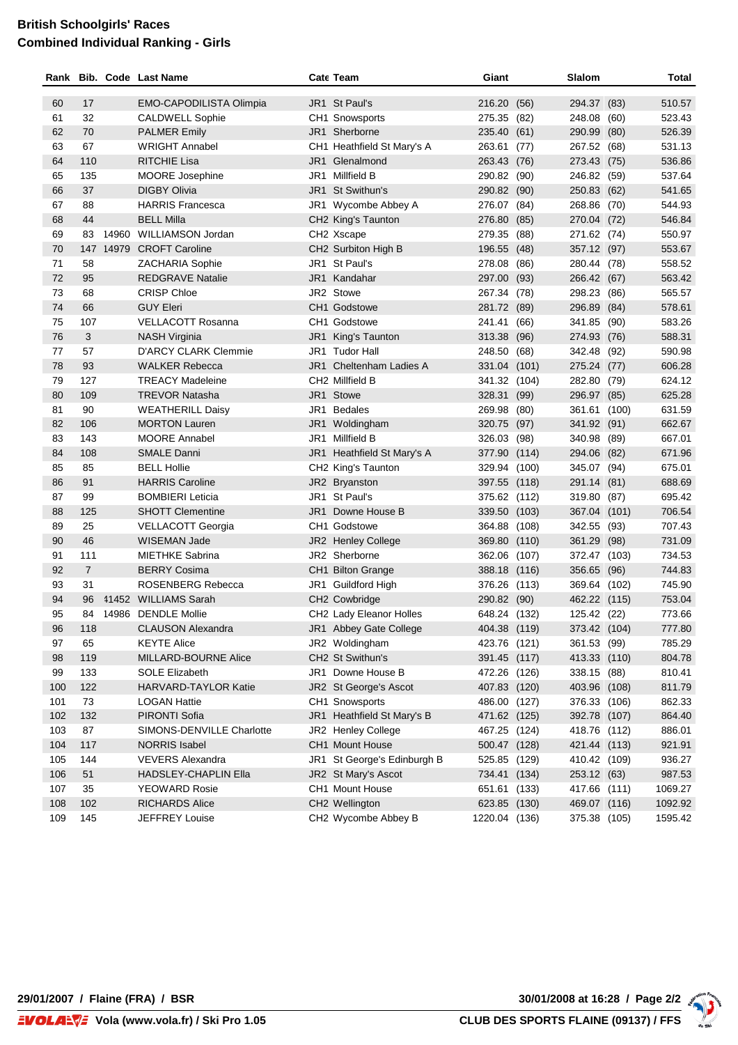# British Schoolgirls' Races
## Combined Individual Ranking - Girls

| Rank | Bib. | Code | Last Name | Cate | Team | Giant | | Slalom | | Total |
|---|---|---|---|---|---|---|---|---|---|---|
| 60 | 17 | | EMO-CAPODILISTA Olimpia | JR1 | St Paul's | 216.20 | (56) | 294.37 | (83) | 510.57 |
| 61 | 32 | | CALDWELL Sophie | CH1 | Snowsports | 275.35 | (82) | 248.08 | (60) | 523.43 |
| 62 | 70 | | PALMER Emily | JR1 | Sherborne | 235.40 | (61) | 290.99 | (80) | 526.39 |
| 63 | 67 | | WRIGHT Annabel | CH1 | Heathfield St Mary's A | 263.61 | (77) | 267.52 | (68) | 531.13 |
| 64 | 110 | | RITCHIE Lisa | JR1 | Glenalmond | 263.43 | (76) | 273.43 | (75) | 536.86 |
| 65 | 135 | | MOORE Josephine | JR1 | Millfield B | 290.82 | (90) | 246.82 | (59) | 537.64 |
| 66 | 37 | | DIGBY Olivia | JR1 | St Swithun's | 290.82 | (90) | 250.83 | (62) | 541.65 |
| 67 | 88 | | HARRIS Francesca | JR1 | Wycombe Abbey A | 276.07 | (84) | 268.86 | (70) | 544.93 |
| 68 | 44 | | BELL Milla | CH2 | King's Taunton | 276.80 | (85) | 270.04 | (72) | 546.84 |
| 69 | 83 | 14960 | WILLIAMSON Jordan | CH2 | Xscape | 279.35 | (88) | 271.62 | (74) | 550.97 |
| 70 | 147 | 14979 | CROFT Caroline | CH2 | Surbiton High B | 196.55 | (48) | 357.12 | (97) | 553.67 |
| 71 | 58 | | ZACHARIA Sophie | JR1 | St Paul's | 278.08 | (86) | 280.44 | (78) | 558.52 |
| 72 | 95 | | REDGRAVE Natalie | JR1 | Kandahar | 297.00 | (93) | 266.42 | (67) | 563.42 |
| 73 | 68 | | CRISP Chloe | JR2 | Stowe | 267.34 | (78) | 298.23 | (86) | 565.57 |
| 74 | 66 | | GUY Eleri | CH1 | Godstowe | 281.72 | (89) | 296.89 | (84) | 578.61 |
| 75 | 107 | | VELLACOTT Rosanna | CH1 | Godstowe | 241.41 | (66) | 341.85 | (90) | 583.26 |
| 76 | 3 | | NASH Virginia | JR1 | King's Taunton | 313.38 | (96) | 274.93 | (76) | 588.31 |
| 77 | 57 | | D'ARCY CLARK Clemmie | JR1 | Tudor Hall | 248.50 | (68) | 342.48 | (92) | 590.98 |
| 78 | 93 | | WALKER Rebecca | JR1 | Cheltenham Ladies A | 331.04 | (101) | 275.24 | (77) | 606.28 |
| 79 | 127 | | TREACY Madeleine | CH2 | Millfield B | 341.32 | (104) | 282.80 | (79) | 624.12 |
| 80 | 109 | | TREVOR Natasha | JR1 | Stowe | 328.31 | (99) | 296.97 | (85) | 625.28 |
| 81 | 90 | | WEATHERILL Daisy | JR1 | Bedales | 269.98 | (80) | 361.61 | (100) | 631.59 |
| 82 | 106 | | MORTON Lauren | JR1 | Woldingham | 320.75 | (97) | 341.92 | (91) | 662.67 |
| 83 | 143 | | MOORE Annabel | JR1 | Millfield B | 326.03 | (98) | 340.98 | (89) | 667.01 |
| 84 | 108 | | SMALE Danni | JR1 | Heathfield St Mary's A | 377.90 | (114) | 294.06 | (82) | 671.96 |
| 85 | 85 | | BELL Hollie | CH2 | King's Taunton | 329.94 | (100) | 345.07 | (94) | 675.01 |
| 86 | 91 | | HARRIS Caroline | JR2 | Bryanston | 397.55 | (118) | 291.14 | (81) | 688.69 |
| 87 | 99 | | BOMBIERI Leticia | JR1 | St Paul's | 375.62 | (112) | 319.80 | (87) | 695.42 |
| 88 | 125 | | SHOTT Clementine | JR1 | Downe House B | 339.50 | (103) | 367.04 | (101) | 706.54 |
| 89 | 25 | | VELLACOTT Georgia | CH1 | Godstowe | 364.88 | (108) | 342.55 | (93) | 707.43 |
| 90 | 46 | | WISEMAN Jade | JR2 | Henley College | 369.80 | (110) | 361.29 | (98) | 731.09 |
| 91 | 111 | | MIETHKE Sabrina | JR2 | Sherborne | 362.06 | (107) | 372.47 | (103) | 734.53 |
| 92 | 7 | | BERRY Cosima | CH1 | Bilton Grange | 388.18 | (116) | 356.65 | (96) | 744.83 |
| 93 | 31 | | ROSENBERG Rebecca | JR1 | Guildford High | 376.26 | (113) | 369.64 | (102) | 745.90 |
| 94 | 96 | 41452 | WILLIAMS Sarah | CH2 | Cowbridge | 290.82 | (90) | 462.22 | (115) | 753.04 |
| 95 | 84 | 14986 | DENDLE Mollie | CH2 | Lady Eleanor Holles | 648.24 | (132) | 125.42 | (22) | 773.66 |
| 96 | 118 | | CLAUSON Alexandra | JR1 | Abbey Gate College | 404.38 | (119) | 373.42 | (104) | 777.80 |
| 97 | 65 | | KEYTE Alice | JR2 | Woldingham | 423.76 | (121) | 361.53 | (99) | 785.29 |
| 98 | 119 | | MILLARD-BOURNE Alice | CH2 | St Swithun's | 391.45 | (117) | 413.33 | (110) | 804.78 |
| 99 | 133 | | SOLE Elizabeth | JR1 | Downe House B | 472.26 | (126) | 338.15 | (88) | 810.41 |
| 100 | 122 | | HARVARD-TAYLOR Katie | JR2 | St George's Ascot | 407.83 | (120) | 403.96 | (108) | 811.79 |
| 101 | 73 | | LOGAN Hattie | CH1 | Snowsports | 486.00 | (127) | 376.33 | (106) | 862.33 |
| 102 | 132 | | PIRONTI Sofia | JR1 | Heathfield St Mary's B | 471.62 | (125) | 392.78 | (107) | 864.40 |
| 103 | 87 | | SIMONS-DENVILLE Charlotte | JR2 | Henley College | 467.25 | (124) | 418.76 | (112) | 886.01 |
| 104 | 117 | | NORRIS Isabel | CH1 | Mount House | 500.47 | (128) | 421.44 | (113) | 921.91 |
| 105 | 144 | | VEVERS Alexandra | JR1 | St George's Edinburgh B | 525.85 | (129) | 410.42 | (109) | 936.27 |
| 106 | 51 | | HADSLEY-CHAPLIN Ella | JR2 | St Mary's Ascot | 734.41 | (134) | 253.12 | (63) | 987.53 |
| 107 | 35 | | YEOWARD Rosie | CH1 | Mount House | 651.61 | (133) | 417.66 | (111) | 1069.27 |
| 108 | 102 | | RICHARDS Alice | CH2 | Wellington | 623.85 | (130) | 469.07 | (116) | 1092.92 |
| 109 | 145 | | JEFFREY Louise | CH2 | Wycombe Abbey B | 1220.04 | (136) | 375.38 | (105) | 1595.42 |

29/01/2007 / Flaine (FRA) / BSR

30/01/2008 at 16:28

Vola (www.vola.fr) / Ski Pro 1.05

CLUB DES SPORTS FLAINE (09137) / FFS